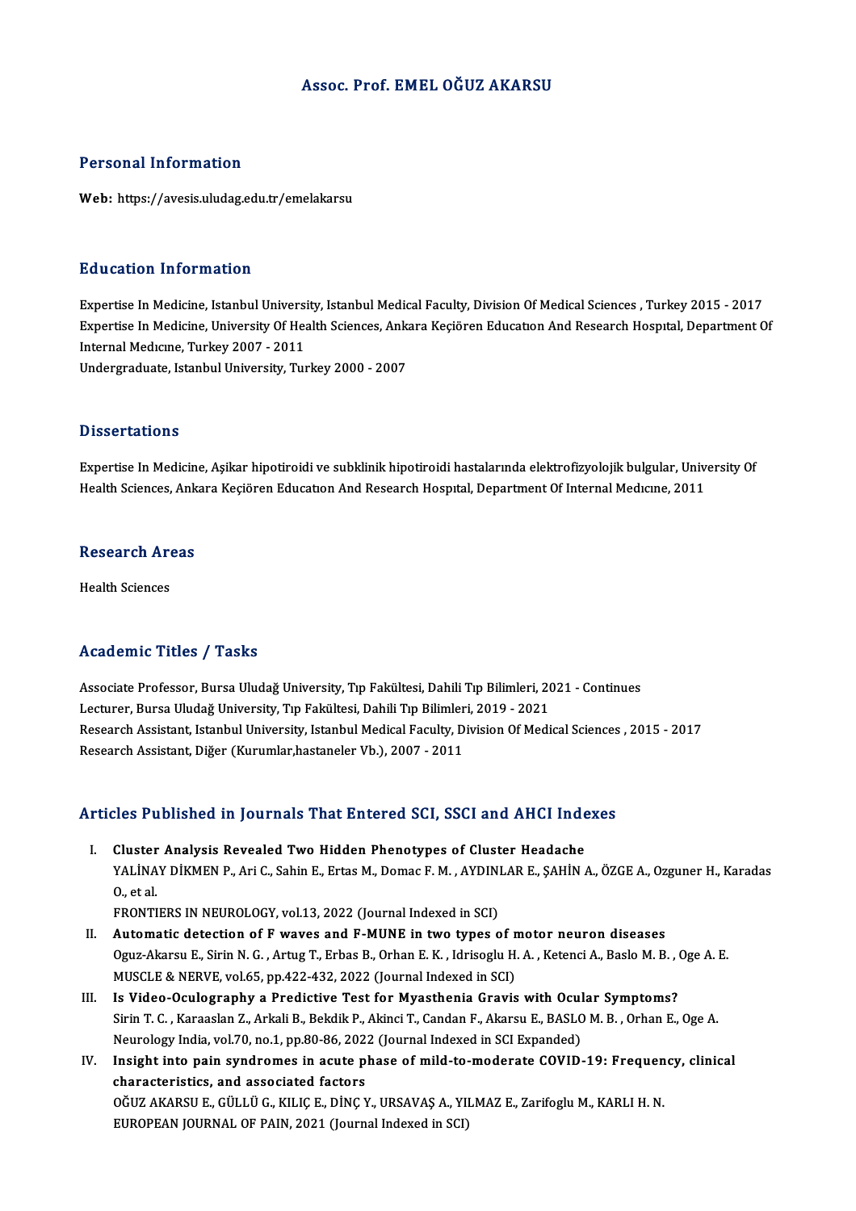# Assoc. Prof. EMEL OĞUZ AKARSU

## Personal Information

**Web:** https://avesis.uludag.edu.tr/emelakarsu

## Education Information

Expertise In Medicine, Istanbul University, Istanbul Medical Faculty, Division Of Medical Sciences , Turkey 2015 - 2017
Expertise In Medicine, University Of Health Sciences, Ankara Keçiören Educatıon And Research Hospıtal, Department Of Internal Medıcıne, Turkey 2007 - 2011
Undergraduate, Istanbul University, Turkey 2000 - 2007

## Dissertations

Expertise In Medicine, Aşikar hipotiroidi ve subklinik hipotiroidi hastalarında elektrofizyolojik bulgular, University Of Health Sciences, Ankara Keçiören Educatıon And Research Hospıtal, Department Of Internal Medıcıne, 2011

## Research Areas

Health Sciences

## Academic Titles / Tasks

Associate Professor, Bursa Uludağ University, Tıp Fakültesi, Dahili Tıp Bilimleri, 2021 - Continues
Lecturer, Bursa Uludağ University, Tıp Fakültesi, Dahili Tıp Bilimleri, 2019 - 2021
Research Assistant, Istanbul University, Istanbul Medical Faculty, Division Of Medical Sciences , 2015 - 2017
Research Assistant, Diğer (Kurumlar,hastaneler Vb.), 2007 - 2011

## Articles Published in Journals That Entered SCI, SSCI and AHCI Indexes

I. **Cluster Analysis Revealed Two Hidden Phenotypes of Cluster Headache**
YALİNAY DİKMEN P., Ari C., Sahin E., Ertas M., Domac F. M. , AYDINLAR E., ŞAHİN A., ÖZGE A., Ozguner H., Karadas O., et al.
FRONTIERS IN NEUROLOGY, vol.13, 2022 (Journal Indexed in SCI)

II. **Automatic detection of F waves and F-MUNE in two types of motor neuron diseases**
Oguz-Akarsu E., Sirin N. G. , Artug T., Erbas B., Orhan E. K. , Idrisoglu H. A. , Ketenci A., Baslo M. B. , Oge A. E.
MUSCLE & NERVE, vol.65, pp.422-432, 2022 (Journal Indexed in SCI)

III. **Is Video-Oculography a Predictive Test for Myasthenia Gravis with Ocular Symptoms?**
Sirin T. C. , Karaaslan Z., Arkali B., Bekdik P., Akinci T., Candan F., Akarsu E., BASLO M. B. , Orhan E., Oge A.
Neurology India, vol.70, no.1, pp.80-86, 2022 (Journal Indexed in SCI Expanded)

IV. **Insight into pain syndromes in acute phase of mild-to-moderate COVID-19: Frequency, clinical characteristics, and associated factors**
OĞUZ AKARSU E., GÜLLÜ G., KILIÇ E., DİNÇ Y., URSAVAŞ A., YILMAZ E., Zarifoglu M., KARLI H. N.
EUROPEAN JOURNAL OF PAIN, 2021 (Journal Indexed in SCI)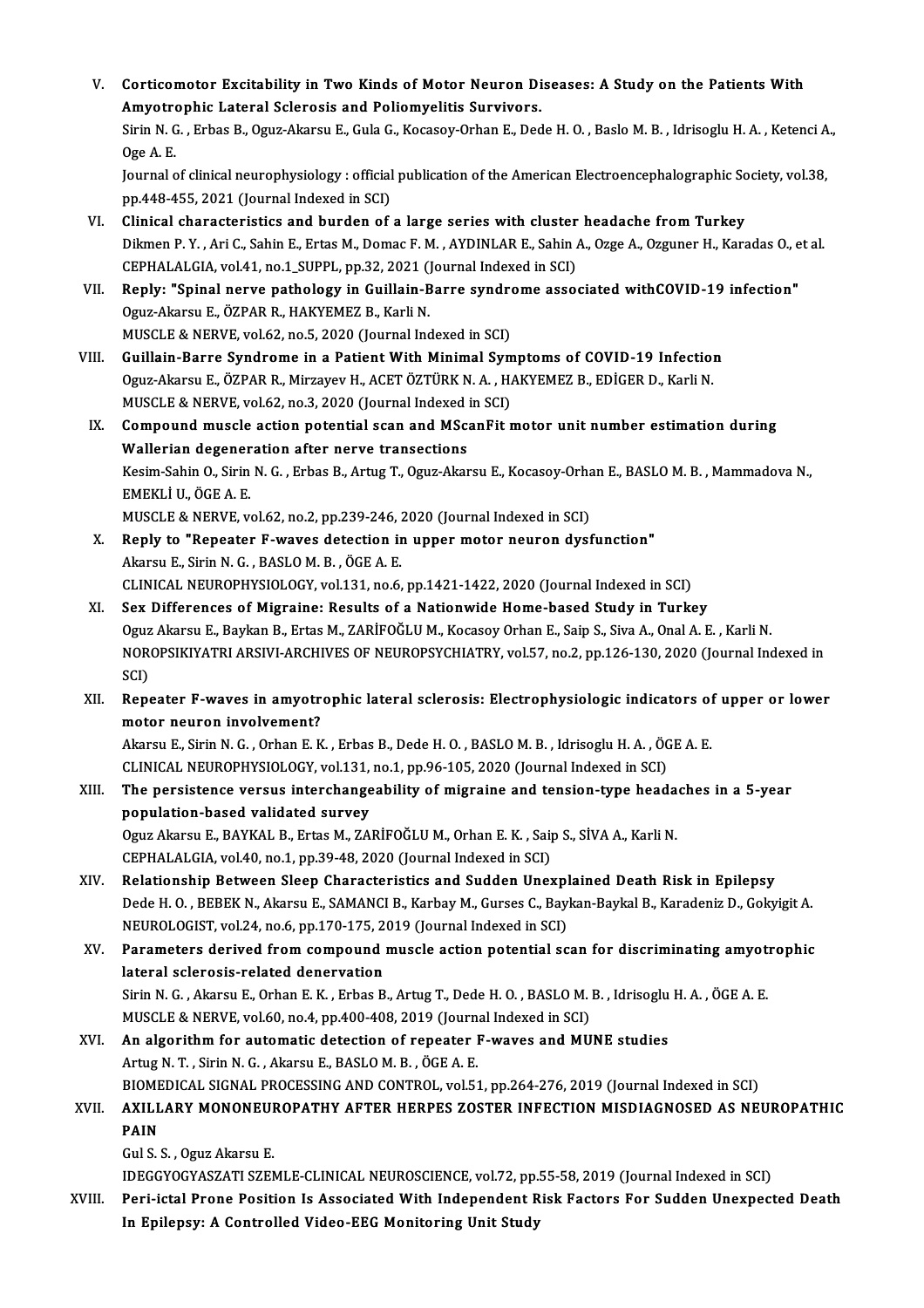V. **Corticomotor Excitability in Two Kinds of Motor Neuron Diseases: A Study on the Patients With Amyotrophic Lateral Sclerosis and Poliomyelitis Survivors.**
Sirin N. G. , Erbas B., Oguz-Akarsu E., Gula G., Kocasoy-Orhan E., Dede H. O. , Baslo M. B. , Idrisoglu H. A. , Ketenci A., Oge A. E.
Journal of clinical neurophysiology : official publication of the American Electroencephalographic Society, vol.38, pp.448-455, 2021 (Journal Indexed in SCI)

VI. **Clinical characteristics and burden of a large series with cluster headache from Turkey**
Dikmen P. Y. , Ari C., Sahin E., Ertas M., Domac F. M. , AYDINLAR E., Sahin A., Ozge A., Ozguner H., Karadas O., et al.
CEPHALALGIA, vol.41, no.1_SUPPL, pp.32, 2021 (Journal Indexed in SCI)

VII. **Reply: "Spinal nerve pathology in Guillain-Barre syndrome associated withCOVID-19 infection"**
Oguz-Akarsu E., ÖZPAR R., HAKYEMEZ B., Karli N.
MUSCLE & NERVE, vol.62, no.5, 2020 (Journal Indexed in SCI)

VIII. **Guillain-Barre Syndrome in a Patient With Minimal Symptoms of COVID-19 Infection**
Oguz-Akarsu E., ÖZPAR R., Mirzayev H., ACET ÖZTÜRK N. A. , HAKYEMEZ B., EDİGER D., Karli N.
MUSCLE & NERVE, vol.62, no.3, 2020 (Journal Indexed in SCI)

IX. **Compound muscle action potential scan and MScanFit motor unit number estimation during Wallerian degeneration after nerve transections**
Kesim-Sahin O., Sirin N. G. , Erbas B., Artug T., Oguz-Akarsu E., Kocasoy-Orhan E., BASLO M. B. , Mammadova N., EMEKLİ U., ÖGE A. E.
MUSCLE & NERVE, vol.62, no.2, pp.239-246, 2020 (Journal Indexed in SCI)

X. **Reply to "Repeater F-waves detection in upper motor neuron dysfunction"**
Akarsu E., Sirin N. G. , BASLO M. B. , ÖGE A. E.
CLINICAL NEUROPHYSIOLOGY, vol.131, no.6, pp.1421-1422, 2020 (Journal Indexed in SCI)

XI. **Sex Differences of Migraine: Results of a Nationwide Home-based Study in Turkey**
Oguz Akarsu E., Baykan B., Ertas M., ZARİFOĞLU M., Kocasoy Orhan E., Saip S., Siva A., Onal A. E. , Karli N.
NOROPSIKIYATRI ARSIVI-ARCHIVES OF NEUROPSYCHIATRY, vol.57, no.2, pp.126-130, 2020 (Journal Indexed in SCI)

XII. **Repeater F-waves in amyotrophic lateral sclerosis: Electrophysiologic indicators of upper or lower motor neuron involvement?**
Akarsu E., Sirin N. G. , Orhan E. K. , Erbas B., Dede H. O. , BASLO M. B. , Idrisoglu H. A. , ÖGE A. E.
CLINICAL NEUROPHYSIOLOGY, vol.131, no.1, pp.96-105, 2020 (Journal Indexed in SCI)

XIII. **The persistence versus interchangeability of migraine and tension-type headaches in a 5-year population-based validated survey**
Oguz Akarsu E., BAYKAL B., Ertas M., ZARİFOĞLU M., Orhan E. K. , Saip S., SİVA A., Karli N.
CEPHALALGIA, vol.40, no.1, pp.39-48, 2020 (Journal Indexed in SCI)

XIV. **Relationship Between Sleep Characteristics and Sudden Unexplained Death Risk in Epilepsy**
Dede H. O. , BEBEK N., Akarsu E., SAMANCI B., Karbay M., Gurses C., Baykan-Baykal B., Karadeniz D., Gokyigit A.
NEUROLOGIST, vol.24, no.6, pp.170-175, 2019 (Journal Indexed in SCI)

XV. **Parameters derived from compound muscle action potential scan for discriminating amyotrophic lateral sclerosis-related denervation**
Sirin N. G. , Akarsu E., Orhan E. K. , Erbas B., Artug T., Dede H. O. , BASLO M. B. , Idrisoglu H. A. , ÖGE A. E.
MUSCLE & NERVE, vol.60, no.4, pp.400-408, 2019 (Journal Indexed in SCI)

XVI. **An algorithm for automatic detection of repeater F-waves and MUNE studies**
Artug N. T. , Sirin N. G. , Akarsu E., BASLO M. B. , ÖGE A. E.
BIOMEDICAL SIGNAL PROCESSING AND CONTROL, vol.51, pp.264-276, 2019 (Journal Indexed in SCI)

XVII. **AXILLARY MONONEUROPATHY AFTER HERPES ZOSTER INFECTION MISDIAGNOSED AS NEUROPATHIC PAIN**
Gul S. S. , Oguz Akarsu E.
IDEGGYOGYASZATI SZEMLE-CLINICAL NEUROSCIENCE, vol.72, pp.55-58, 2019 (Journal Indexed in SCI)

XVIII. **Peri-ictal Prone Position Is Associated With Independent Risk Factors For Sudden Unexpected Death In Epilepsy: A Controlled Video-EEG Monitoring Unit Study**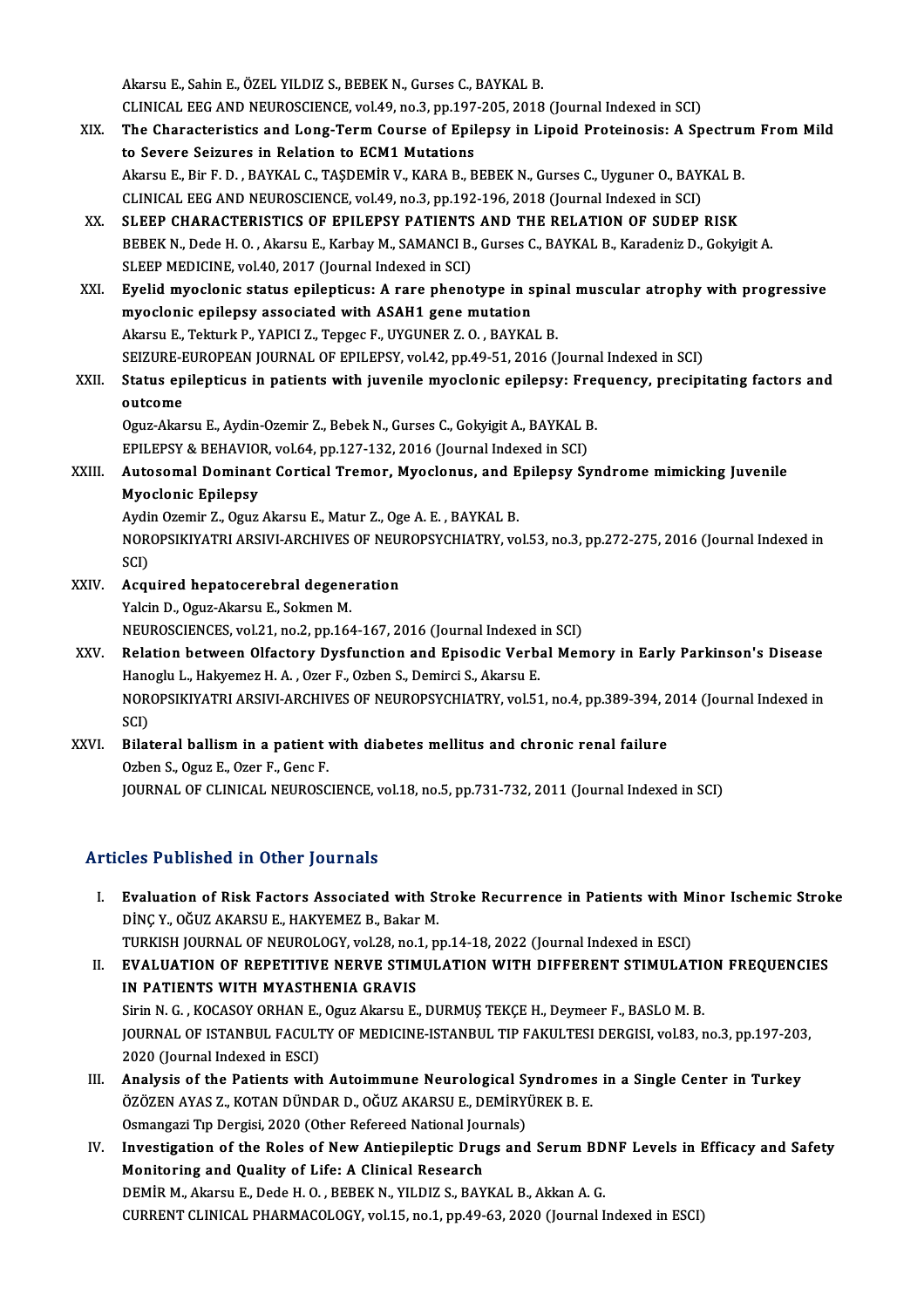Akarsu E., Sahin E., ÖZEL YILDIZ S., BEBEK N., Gurses C., BAYKAL B.
CLINICAL EEG AND NEUROSCIENCE, vol.49, no.3, pp.197-205, 2018 (Journal Indexed in SCI)

XIX. **The Characteristics and Long-Term Course of Epilepsy in Lipoid Proteinosis: A Spectrum From Mild to Severe Seizures in Relation to ECM1 Mutations**
Akarsu E., Bir F. D. , BAYKAL C., TAŞDEMİR V., KARA B., BEBEK N., Gurses C., Uyguner O., BAYKAL B.
CLINICAL EEG AND NEUROSCIENCE, vol.49, no.3, pp.192-196, 2018 (Journal Indexed in SCI)

XX. **SLEEP CHARACTERISTICS OF EPILEPSY PATIENTS AND THE RELATION OF SUDEP RISK**
BEBEK N., Dede H. O. , Akarsu E., Karbay M., SAMANCI B., Gurses C., BAYKAL B., Karadeniz D., Gokyigit A.
SLEEP MEDICINE, vol.40, 2017 (Journal Indexed in SCI)

XXI. **Eyelid myoclonic status epilepticus: A rare phenotype in spinal muscular atrophy with progressive myoclonic epilepsy associated with ASAH1 gene mutation**
Akarsu E., Tekturk P., YAPICI Z., Tepgec F., UYGUNER Z. O. , BAYKAL B.
SEIZURE-EUROPEAN JOURNAL OF EPILEPSY, vol.42, pp.49-51, 2016 (Journal Indexed in SCI)

XXII. **Status epilepticus in patients with juvenile myoclonic epilepsy: Frequency, precipitating factors and outcome**
Oguz-Akarsu E., Aydin-Ozemir Z., Bebek N., Gurses C., Gokyigit A., BAYKAL B.
EPILEPSY & BEHAVIOR, vol.64, pp.127-132, 2016 (Journal Indexed in SCI)

XXIII. **Autosomal Dominant Cortical Tremor, Myoclonus, and Epilepsy Syndrome mimicking Juvenile Myoclonic Epilepsy**
Aydin Ozemir Z., Oguz Akarsu E., Matur Z., Oge A. E. , BAYKAL B.
NOROPSIKIYATRI ARSIVI-ARCHIVES OF NEUROPSYCHIATRY, vol.53, no.3, pp.272-275, 2016 (Journal Indexed in SCI)

XXIV. **Acquired hepatocerebral degeneration**
Yalcin D., Oguz-Akarsu E., Sokmen M.
NEUROSCIENCES, vol.21, no.2, pp.164-167, 2016 (Journal Indexed in SCI)

XXV. **Relation between Olfactory Dysfunction and Episodic Verbal Memory in Early Parkinson's Disease**
Hanoglu L., Hakyemez H. A. , Ozer F., Ozben S., Demirci S., Akarsu E.
NOROPSIKIYATRI ARSIVI-ARCHIVES OF NEUROPSYCHIATRY, vol.51, no.4, pp.389-394, 2014 (Journal Indexed in SCI)

XXVI. **Bilateral ballism in a patient with diabetes mellitus and chronic renal failure**
Ozben S., Oguz E., Ozer F., Genc F.
JOURNAL OF CLINICAL NEUROSCIENCE, vol.18, no.5, pp.731-732, 2011 (Journal Indexed in SCI)

## Articles Published in Other Journals

I. **Evaluation of Risk Factors Associated with Stroke Recurrence in Patients with Minor Ischemic Stroke**
DİNÇ Y., OĞUZ AKARSU E., HAKYEMEZ B., Bakar M.
TURKISH JOURNAL OF NEUROLOGY, vol.28, no.1, pp.14-18, 2022 (Journal Indexed in ESCI)

II. **EVALUATION OF REPETITIVE NERVE STIMULATION WITH DIFFERENT STIMULATION FREQUENCIES IN PATIENTS WITH MYASTHENIA GRAVIS**
Sirin N. G. , KOCASOY ORHAN E., Oguz Akarsu E., DURMUŞ TEKÇE H., Deymeer F., BASLO M. B.
JOURNAL OF ISTANBUL FACULTY OF MEDICINE-ISTANBUL TIP FAKULTESI DERGISI, vol.83, no.3, pp.197-203, 2020 (Journal Indexed in ESCI)

III. **Analysis of the Patients with Autoimmune Neurological Syndromes in a Single Center in Turkey**
ÖZÖZEN AYAS Z., KOTAN DÜNDAR D., OĞUZ AKARSU E., DEMİRYÜREK B. E.
Osmangazi Tıp Dergisi, 2020 (Other Refereed National Journals)

IV. **Investigation of the Roles of New Antiepileptic Drugs and Serum BDNF Levels in Efficacy and Safety Monitoring and Quality of Life: A Clinical Research**
DEMİR M., Akarsu E., Dede H. O. , BEBEK N., YILDIZ S., BAYKAL B., Akkan A. G.
CURRENT CLINICAL PHARMACOLOGY, vol.15, no.1, pp.49-63, 2020 (Journal Indexed in ESCI)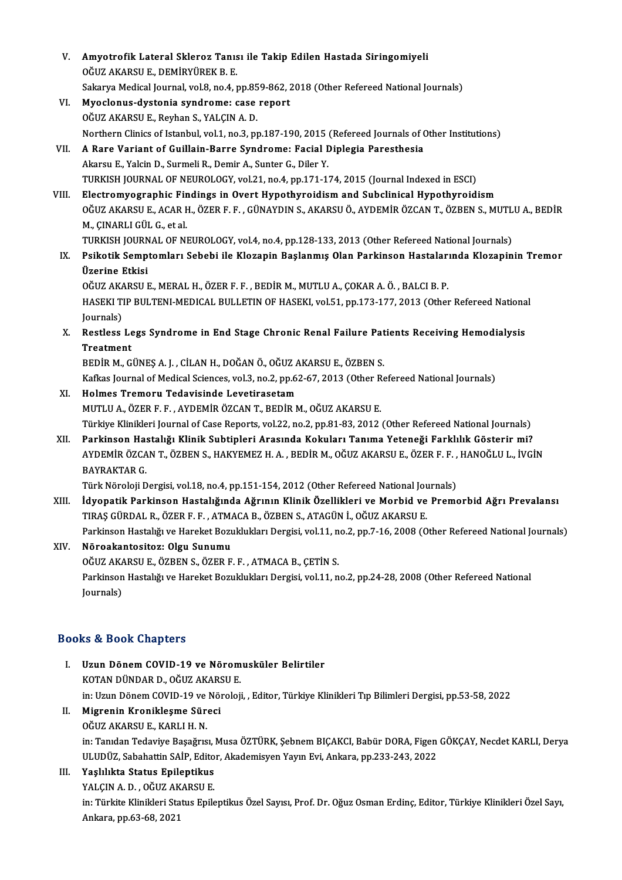V. **Amyotrofik Lateral Skleroz Tanısı ile Takip Edilen Hastada Siringomiyeli**
OĞUZ AKARSU E., DEMİRYÜREK B. E.
Sakarya Medical Journal, vol.8, no.4, pp.859-862, 2018 (Other Refereed National Journals)

VI. **Myoclonus-dystonia syndrome: case report**
OĞUZ AKARSU E., Reyhan S., YALÇIN A. D.
Northern Clinics of Istanbul, vol.1, no.3, pp.187-190, 2015 (Refereed Journals of Other Institutions)

VII. **A Rare Variant of Guillain-Barre Syndrome: Facial Diplegia Paresthesia**
Akarsu E., Yalcin D., Surmeli R., Demir A., Sunter G., Diler Y.
TURKISH JOURNAL OF NEUROLOGY, vol.21, no.4, pp.171-174, 2015 (Journal Indexed in ESCI)

VIII. **Electromyographic Findings in Overt Hypothyroidism and Subclinical Hypothyroidism**
OĞUZ AKARSU E., ACAR H., ÖZER F. F. , GÜNAYDIN S., AKARSU Ö., AYDEMİR ÖZCAN T., ÖZBEN S., MUTLU A., BEDİR M., ÇINARLI GÜL G., et al.
TURKISH JOURNAL OF NEUROLOGY, vol.4, no.4, pp.128-133, 2013 (Other Refereed National Journals)

IX. **Psikotik Semptomları Sebebi ile Klozapin Başlanmış Olan Parkinson Hastalarında Klozapinin Tremor Üzerine Etkisi**
OĞUZ AKARSU E., MERAL H., ÖZER F. F. , BEDİR M., MUTLU A., ÇOKAR A. Ö. , BALCI B. P.
HASEKI TIP BULTENI-MEDICAL BULLETIN OF HASEKI, vol.51, pp.173-177, 2013 (Other Refereed National Journals)

X. **Restless Legs Syndrome in End Stage Chronic Renal Failure Patients Receiving Hemodialysis Treatment**
BEDİR M., GÜNEŞ A. J. , CİLAN H., DOĞAN Ö., OĞUZ AKARSU E., ÖZBEN S.
Kafkas Journal of Medical Sciences, vol.3, no.2, pp.62-67, 2013 (Other Refereed National Journals)

XI. **Holmes Tremoru Tedavisinde Levetirasetam**
MUTLU A., ÖZER F. F. , AYDEMİR ÖZCAN T., BEDİR M., OĞUZ AKARSU E.
Türkiye Klinikleri Journal of Case Reports, vol.22, no.2, pp.81-83, 2012 (Other Refereed National Journals)

XII. **Parkinson Hastalığı Klinik Subtipleri Arasında Kokuları Tanıma Yeteneği Farklılık Gösterir mi?**
AYDEMİR ÖZCAN T., ÖZBEN S., HAKYEMEZ H. A. , BEDİR M., OĞUZ AKARSU E., ÖZER F. F. , HANOĞLU L., İVGİN BAYRAKTAR G.
Türk Nöroloji Dergisi, vol.18, no.4, pp.151-154, 2012 (Other Refereed National Journals)

XIII. **İdyopatik Parkinson Hastalığında Ağrının Klinik Özellikleri ve Morbid ve Premorbid Ağrı Prevalansı**
TIRAŞ GÜRDAL R., ÖZER F. F. , ATMACA B., ÖZBEN S., ATAGÜN İ., OĞUZ AKARSU E.
Parkinson Hastalığı ve Hareket Bozuklukları Dergisi, vol.11, no.2, pp.7-16, 2008 (Other Refereed National Journals)

XIV. **Nöroakantositoz: Olgu Sunumu**
OĞUZ AKARSU E., ÖZBEN S., ÖZER F. F. , ATMACA B., ÇETİN S.
Parkinson Hastalığı ve Hareket Bozuklukları Dergisi, vol.11, no.2, pp.24-28, 2008 (Other Refereed National Journals)

## Books & Book Chapters

I. **Uzun Dönem COVID-19 ve Nöromusküler Belirtiler**
KOTAN DÜNDAR D., OĞUZ AKARSU E.
in: Uzun Dönem COVID-19 ve Nöroloji, , Editor, Türkiye Klinikleri Tıp Bilimleri Dergisi, pp.53-58, 2022

II. **Migrenin Kronikleşme Süreci**
OĞUZ AKARSU E., KARLI H. N.
in: Tanıdan Tedaviye Başağrısı, Musa ÖZTÜRK, Şebnem BIÇAKCI, Babür DORA, Figen GÖKÇAY, Necdet KARLI, Derya ULUDÜZ, Sabahattin SAİP, Editor, Akademisyen Yayın Evi, Ankara, pp.233-243, 2022

III. **Yaşlılıkta Status Epileptikus**
YALÇIN A. D. , OĞUZ AKARSU E.
in: Türkite Klinikleri Status Epileptikus Özel Sayısı, Prof. Dr. Oğuz Osman Erdinç, Editor, Türkiye Klinikleri Özel Sayı, Ankara, pp.63-68, 2021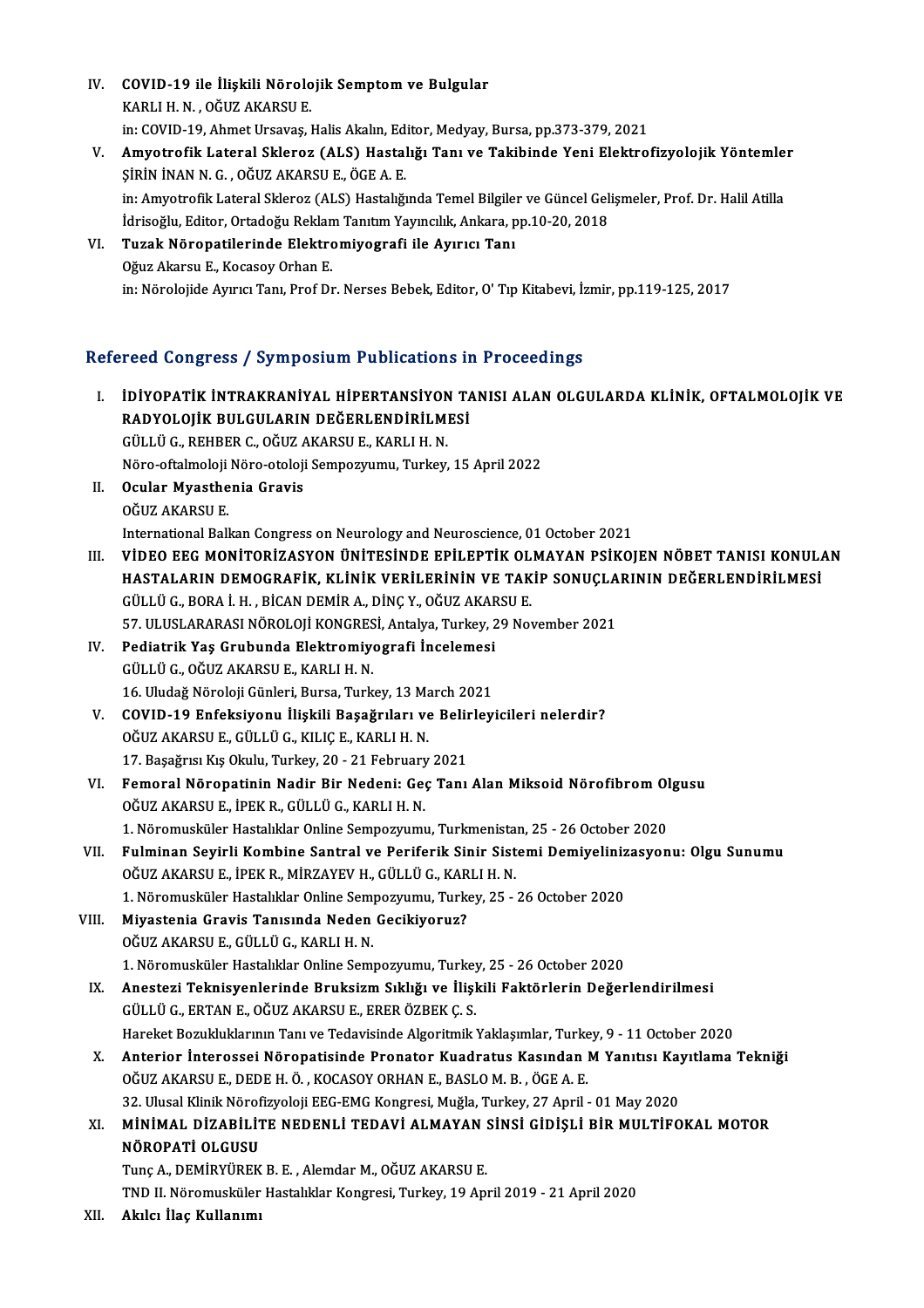IV. **COVID-19 ile İlişkili Nörolojik Semptom ve Bulgular**
KARLI H. N. , OĞUZ AKARSU E.
in: COVID-19, Ahmet Ursavaş, Halis Akalın, Editor, Medyay, Bursa, pp.373-379, 2021

V. **Amyotrofik Lateral Skleroz (ALS) Hastalığı Tanı ve Takibinde Yeni Elektrofizyolojik Yöntemler**
ŞİRİN İNAN N. G. , OĞUZ AKARSU E., ÖGE A. E.
in: Amyotrofik Lateral Skleroz (ALS) Hastalığında Temel Bilgiler ve Güncel Gelişmeler, Prof. Dr. Halil Atilla İdrisoğlu, Editor, Ortadoğu Reklam Tanıtım Yayıncılık, Ankara, pp.10-20, 2018

VI. **Tuzak Nöropatilerinde Elektromiyografi ile Ayırıcı Tanı**
Oğuz Akarsu E., Kocasoy Orhan E.
in: Nörolojide Ayırıcı Tanı, Prof Dr. Nerses Bebek, Editor, O' Tıp Kitabevi, İzmir, pp.119-125, 2017

## Refereed Congress / Symposium Publications in Proceedings

I. **İDİYOPATİK İNTRAKRANİYAL HİPERTANSİYON TANISI ALAN OLGULARDA KLİNİK, OFTALMOLOJİK VE RADYOLOJİK BULGULARIN DEĞERLENDİRİLMESİ**
GÜLLÜ G., REHBER C., OĞUZ AKARSU E., KARLI H. N.
Nöro-oftalmoloji Nöro-otoloji Sempozyumu, Turkey, 15 April 2022

II. **Ocular Myasthenia Gravis**
OĞUZ AKARSU E.
International Balkan Congress on Neurology and Neuroscience, 01 October 2021

III. **VİDEO EEG MONİTORİZASYON ÜNİTESİNDE EPİLEPTİK OLMAYAN PSİKOJEN NÖBET TANISI KONULAN HASTALARIN DEMOGRAFİK, KLİNİK VERİLERİNİN VE TAKİP SONUÇLARININ DEĞERLENDİRİLMESİ**
GÜLLÜ G., BORA İ. H. , BİCAN DEMİR A., DİNÇ Y., OĞUZ AKARSU E.
57. ULUSLARARASI NÖROLOJİ KONGRESİ, Antalya, Turkey, 29 November 2021

IV. **Pediatrik Yaş Grubunda Elektromiyografi İncelemesi**
GÜLLÜ G., OĞUZ AKARSU E., KARLI H. N.
16. Uludağ Nöroloji Günleri, Bursa, Turkey, 13 March 2021

V. **COVID-19 Enfeksiyonu İlişkili Başağrıları ve Belirleyicileri nelerdir?**
OĞUZ AKARSU E., GÜLLÜ G., KILIÇ E., KARLI H. N.
17. Başağrısı Kış Okulu, Turkey, 20 - 21 February 2021

VI. **Femoral Nöropatinin Nadir Bir Nedeni: Geç Tanı Alan Miksoid Nörofibrom Olgusu**
OĞUZ AKARSU E., İPEK R., GÜLLÜ G., KARLI H. N.
1. Nöromusküler Hastalıklar Online Sempozyumu, Turkmenistan, 25 - 26 October 2020

VII. **Fulminan Seyirli Kombine Santral ve Periferik Sinir Sistemi Demiyelinizasyonu: Olgu Sunumu**
OĞUZ AKARSU E., İPEK R., MİRZAYEV H., GÜLLÜ G., KARLI H. N.
1. Nöromusküler Hastalıklar Online Sempozyumu, Turkey, 25 - 26 October 2020

VIII. **Miyastenia Gravis Tanısında Neden Gecikiyoruz?**
OĞUZ AKARSU E., GÜLLÜ G., KARLI H. N.
1. Nöromusküler Hastalıklar Online Sempozyumu, Turkey, 25 - 26 October 2020

IX. **Anestezi Teknisyenlerinde Bruksizm Sıklığı ve İlişkili Faktörlerin Değerlendirilmesi**
GÜLLÜ G., ERTAN E., OĞUZ AKARSU E., ERER ÖZBEK Ç. S.
Hareket Bozukluklarının Tanı ve Tedavisinde Algoritmik Yaklaşımlar, Turkey, 9 - 11 October 2020

X. **Anterior İnterossei Nöropatisinde Pronator Kuadratus Kasından M Yanıtısı Kayıtlama Tekniği**
OĞUZ AKARSU E., DEDE H. Ö. , KOCASOY ORHAN E., BASLO M. B. , ÖGE A. E.
32. Ulusal Klinik Nörofizyoloji EEG-EMG Kongresi, Muğla, Turkey, 27 April - 01 May 2020

XI. **MİNİMAL DİZABİLİTE NEDENLİ TEDAVİ ALMAYAN SİNSİ GİDİŞLİ BİR MULTİFOKAL MOTOR NÖROPATİ OLGUSU**
Tunç A., DEMİRYÜREK B. E. , Alemdar M., OĞUZ AKARSU E.
TND II. Nöromusküler Hastalıklar Kongresi, Turkey, 19 April 2019 - 21 April 2020

XII. **Akılcı İlaç Kullanımı**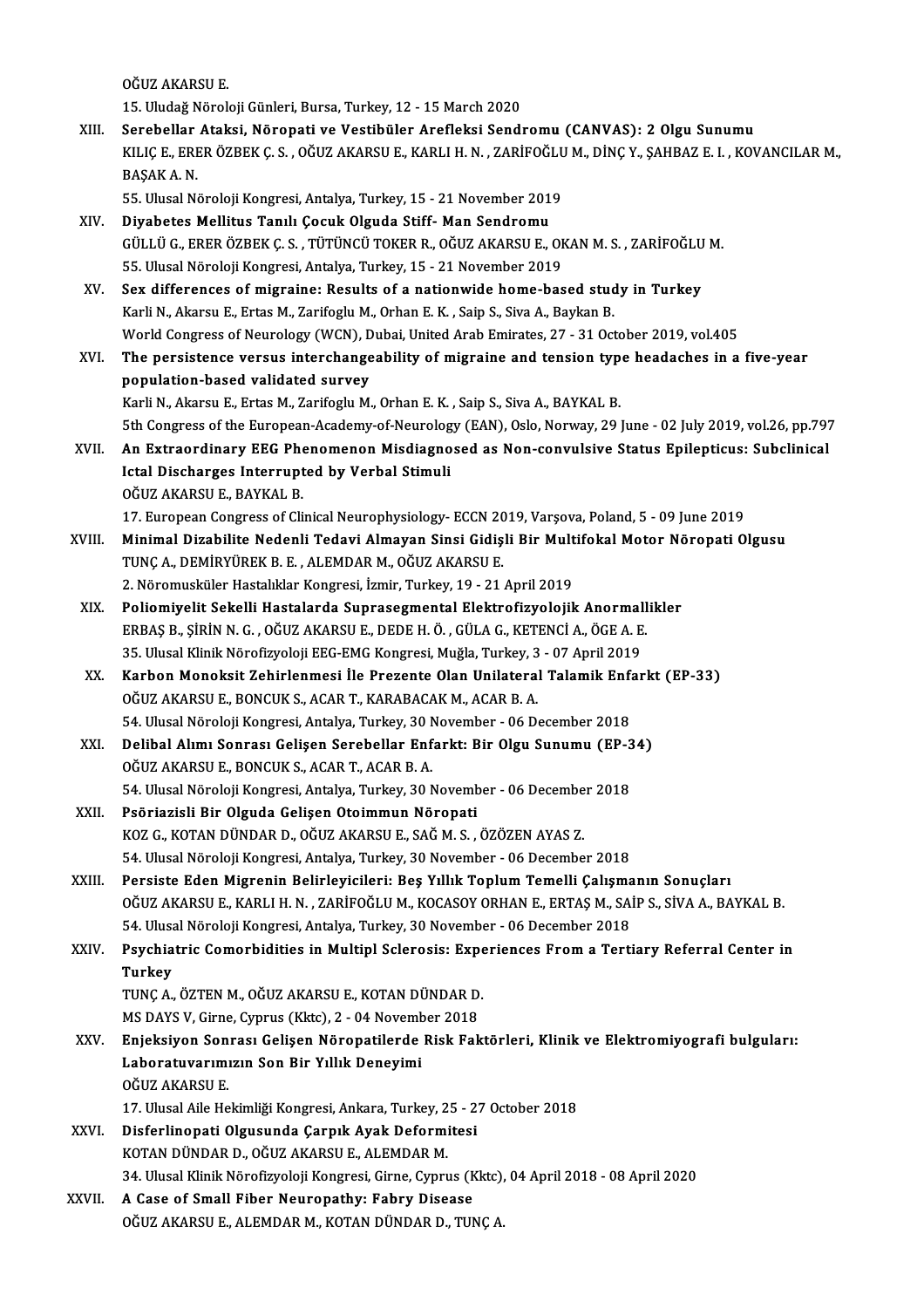OĞUZ AKARSU E.
15. Uludağ Nöroloji Günleri, Bursa, Turkey, 12 - 15 March 2020

XIII. **Serebellar Ataksi, Nöropati ve Vestibüler Arefleksi Sendromu (CANVAS): 2 Olgu Sunumu**
KILIÇ E., ERER ÖZBEK Ç. S. , OĞUZ AKARSU E., KARLI H. N. , ZARİFOĞLU M., DİNÇ Y., ŞAHBAZ E. I. , KOVANCILAR M., BAŞAK A. N.
55. Ulusal Nöroloji Kongresi, Antalya, Turkey, 15 - 21 November 2019

XIV. **Diyabetes Mellitus Tanılı Çocuk Olguda Stiff- Man Sendromu**
GÜLLÜ G., ERER ÖZBEK Ç. S. , TÜTÜNCÜ TOKER R., OĞUZ AKARSU E., OKAN M. S. , ZARİFOĞLU M.
55. Ulusal Nöroloji Kongresi, Antalya, Turkey, 15 - 21 November 2019

XV. **Sex differences of migraine: Results of a nationwide home-based study in Turkey**
Karli N., Akarsu E., Ertas M., Zarifoglu M., Orhan E. K. , Saip S., Siva A., Baykan B.
World Congress of Neurology (WCN), Dubai, United Arab Emirates, 27 - 31 October 2019, vol.405

XVI. **The persistence versus interchangeability of migraine and tension type headaches in a five-year population-based validated survey**
Karli N., Akarsu E., Ertas M., Zarifoglu M., Orhan E. K. , Saip S., Siva A., BAYKAL B.
5th Congress of the European-Academy-of-Neurology (EAN), Oslo, Norway, 29 June - 02 July 2019, vol.26, pp.797

XVII. **An Extraordinary EEG Phenomenon Misdiagnosed as Non-convulsive Status Epilepticus: Subclinical Ictal Discharges Interrupted by Verbal Stimuli**
OĞUZ AKARSU E., BAYKAL B.
17. European Congress of Clinical Neurophysiology- ECCN 2019, Varşova, Poland, 5 - 09 June 2019

XVIII. **Minimal Dizabilite Nedenli Tedavi Almayan Sinsi Gidişli Bir Multifokal Motor Nöropati Olgusu**
TUNÇ A., DEMİRYÜREK B. E. , ALEMDAR M., OĞUZ AKARSU E.
2. Nöromusküler Hastalıklar Kongresi, İzmir, Turkey, 19 - 21 April 2019

XIX. **Poliomiyelit Sekelli Hastalarda Suprasegmental Elektrofizyolojik Anormallikler**
ERBAŞ B., ŞİRİN N. G. , OĞUZ AKARSU E., DEDE H. Ö. , GÜLA G., KETENCİ A., ÖGE A. E.
35. Ulusal Klinik Nörofizyoloji EEG-EMG Kongresi, Muğla, Turkey, 3 - 07 April 2019

XX. **Karbon Monoksit Zehirlenmesi İle Prezente Olan Unilateral Talamik Enfarkt (EP-33)**
OĞUZ AKARSU E., BONCUK S., ACAR T., KARABACAK M., ACAR B. A.
54. Ulusal Nöroloji Kongresi, Antalya, Turkey, 30 November - 06 December 2018

XXI. **Delibal Alımı Sonrası Gelişen Serebellar Enfarkt: Bir Olgu Sunumu (EP-34)**
OĞUZ AKARSU E., BONCUK S., ACAR T., ACAR B. A.
54. Ulusal Nöroloji Kongresi, Antalya, Turkey, 30 November - 06 December 2018

XXII. **Psöriazisli Bir Olguda Gelişen Otoimmun Nöropati**
KOZ G., KOTAN DÜNDAR D., OĞUZ AKARSU E., SAĞ M. S. , ÖZÖZEN AYAS Z.
54. Ulusal Nöroloji Kongresi, Antalya, Turkey, 30 November - 06 December 2018

XXIII. **Persiste Eden Migrenin Belirleyicileri: Beş Yıllık Toplum Temelli Çalışmanın Sonuçları**
OĞUZ AKARSU E., KARLI H. N. , ZARİFOĞLU M., KOCASOY ORHAN E., ERTAŞ M., SAİP S., SİVA A., BAYKAL B.
54. Ulusal Nöroloji Kongresi, Antalya, Turkey, 30 November - 06 December 2018

XXIV. **Psychiatric Comorbidities in Multipl Sclerosis: Experiences From a Tertiary Referral Center in Turkey**
TUNÇ A., ÖZTEN M., OĞUZ AKARSU E., KOTAN DÜNDAR D.
MS DAYS V, Girne, Cyprus (Kktc), 2 - 04 November 2018

XXV. **Enjeksiyon Sonrası Gelişen Nöropatilerde Risk Faktörleri, Klinik ve Elektromiyografi bulguları: Laboratuvarımızın Son Bir Yıllık Deneyimi**
OĞUZ AKARSU E.
17. Ulusal Aile Hekimliği Kongresi, Ankara, Turkey, 25 - 27 October 2018

XXVI. **Disferlinopati Olgusunda Çarpık Ayak Deformitesi**
KOTAN DÜNDAR D., OĞUZ AKARSU E., ALEMDAR M.
34. Ulusal Klinik Nörofizyoloji Kongresi, Girne, Cyprus (Kktc), 04 April 2018 - 08 April 2020

XXVII. **A Case of Small Fiber Neuropathy: Fabry Disease**
OĞUZ AKARSU E., ALEMDAR M., KOTAN DÜNDAR D., TUNÇ A.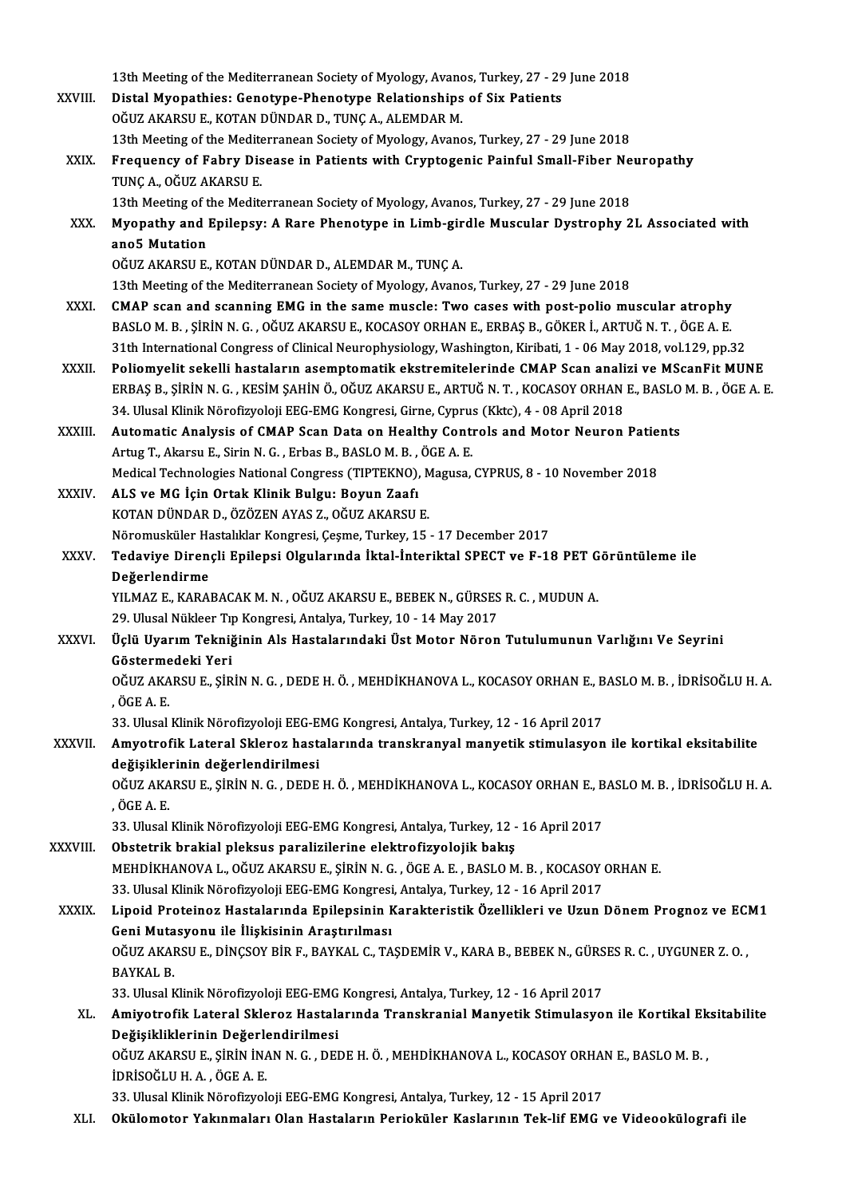13th Meeting of the Mediterranean Society of Myology, Avanos, Turkey, 27 - 29 June 2018

XXVIII. **Distal Myopathies: Genotype-Phenotype Relationships of Six Patients**
OĞUZ AKARSU E., KOTAN DÜNDAR D., TUNÇ A., ALEMDAR M.
13th Meeting of the Mediterranean Society of Myology, Avanos, Turkey, 27 - 29 June 2018

XXIX. **Frequency of Fabry Disease in Patients with Cryptogenic Painful Small-Fiber Neuropathy**
TUNÇ A., OĞUZ AKARSU E.
13th Meeting of the Mediterranean Society of Myology, Avanos, Turkey, 27 - 29 June 2018

XXX. **Myopathy and Epilepsy: A Rare Phenotype in Limb-girdle Muscular Dystrophy 2L Associated with ano5 Mutation**
OĞUZ AKARSU E., KOTAN DÜNDAR D., ALEMDAR M., TUNÇ A.
13th Meeting of the Mediterranean Society of Myology, Avanos, Turkey, 27 - 29 June 2018

XXXI. **CMAP scan and scanning EMG in the same muscle: Two cases with post-polio muscular atrophy**
BASLO M. B. , ŞİRİN N. G. , OĞUZ AKARSU E., KOCASOY ORHAN E., ERBAŞ B., GÖKER İ., ARTUĞ N. T. , ÖGE A. E.
31th International Congress of Clinical Neurophysiology, Washington, Kiribati, 1 - 06 May 2018, vol.129, pp.32

XXXII. **Poliomyelit sekelli hastaların asemptomatik ekstremitelerinde CMAP Scan analizi ve MScanFit MUNE**
ERBAŞ B., ŞİRİN N. G. , KESİM ŞAHİN Ö., OĞUZ AKARSU E., ARTUĞ N. T. , KOCASOY ORHAN E., BASLO M. B. , ÖGE A. E.
34. Ulusal Klinik Nörofizyoloji EEG-EMG Kongresi, Girne, Cyprus (Kktc), 4 - 08 April 2018

XXXIII. **Automatic Analysis of CMAP Scan Data on Healthy Controls and Motor Neuron Patients**
Artug T., Akarsu E., Sirin N. G. , Erbas B., BASLO M. B. , ÖGE A. E.
Medical Technologies National Congress (TIPTEKNO), Magusa, CYPRUS, 8 - 10 November 2018

XXXIV. **ALS ve MG İçin Ortak Klinik Bulgu: Boyun Zaafı**
KOTAN DÜNDAR D., ÖZÖZEN AYAS Z., OĞUZ AKARSU E.
Nöromusküler Hastalıklar Kongresi, Çeşme, Turkey, 15 - 17 December 2017

XXXV. **Tedaviye Dirençli Epilepsi Olgularında İktal-İnteriktal SPECT ve F-18 PET Görüntüleme ile Değerlendirme**
YILMAZ E., KARABACAK M. N. , OĞUZ AKARSU E., BEBEK N., GÜRSES R. C. , MUDUN A.
29. Ulusal Nükleer Tıp Kongresi, Antalya, Turkey, 10 - 14 May 2017

XXXVI. **Üçlü Uyarım Tekniğinin Als Hastalarındaki Üst Motor Nöron Tutulumunun Varlığını Ve Seyrini Göstermedeki Yeri**
OĞUZ AKARSU E., ŞİRİN N. G. , DEDE H. Ö. , MEHDİKHANOVA L., KOCASOY ORHAN E., BASLO M. B. , İDRİSOĞLU H. A. , ÖGE A. E.
33. Ulusal Klinik Nörofizyoloji EEG-EMG Kongresi, Antalya, Turkey, 12 - 16 April 2017

XXXVII. **Amyotrofik Lateral Skleroz hastalarında transkranyal manyetik stimulasyon ile kortikal eksitabilite değişiklerinin değerlendirilmesi**
OĞUZ AKARSU E., ŞİRİN N. G. , DEDE H. Ö. , MEHDİKHANOVA L., KOCASOY ORHAN E., BASLO M. B. , İDRİSOĞLU H. A. , ÖGE A. E.
33. Ulusal Klinik Nörofizyoloji EEG-EMG Kongresi, Antalya, Turkey, 12 - 16 April 2017

XXXVIII. **Obstetrik brakial pleksus paralizilerine elektrofizyolojik bakış**
MEHDİKHANOVA L., OĞUZ AKARSU E., ŞİRİN N. G. , ÖGE A. E. , BASLO M. B. , KOCASOY ORHAN E.
33. Ulusal Klinik Nörofizyoloji EEG-EMG Kongresi, Antalya, Turkey, 12 - 16 April 2017

XXXIX. **Lipoid Proteinoz Hastalarında Epilepsinin Karakteristik Özellikleri ve Uzun Dönem Prognoz ve ECM1 Geni Mutasyonu ile İlişkisinin Araştırılması**
OĞUZ AKARSU E., DİNÇSOY BİR F., BAYKAL C., TAŞDEMİR V., KARA B., BEBEK N., GÜRSES R. C. , UYGUNER Z. O. , BAYKAL B.
33. Ulusal Klinik Nörofizyoloji EEG-EMG Kongresi, Antalya, Turkey, 12 - 16 April 2017

XL. **Amiyotrofik Lateral Skleroz Hastalarında Transkranial Manyetik Stimulasyon ile Kortikal Eksitabilite Değişikliklerinin Değerlendirilmesi**
OĞUZ AKARSU E., ŞİRİN İNAN N. G. , DEDE H. Ö. , MEHDİKHANOVA L., KOCASOY ORHAN E., BASLO M. B. , İDRİSOĞLU H. A. , ÖGE A. E.
33. Ulusal Klinik Nörofizyoloji EEG-EMG Kongresi, Antalya, Turkey, 12 - 15 April 2017

XLI. **Okülomotor Yakınmaları Olan Hastaların Perioküler Kaslarının Tek-lif EMG ve Videookülografi ile**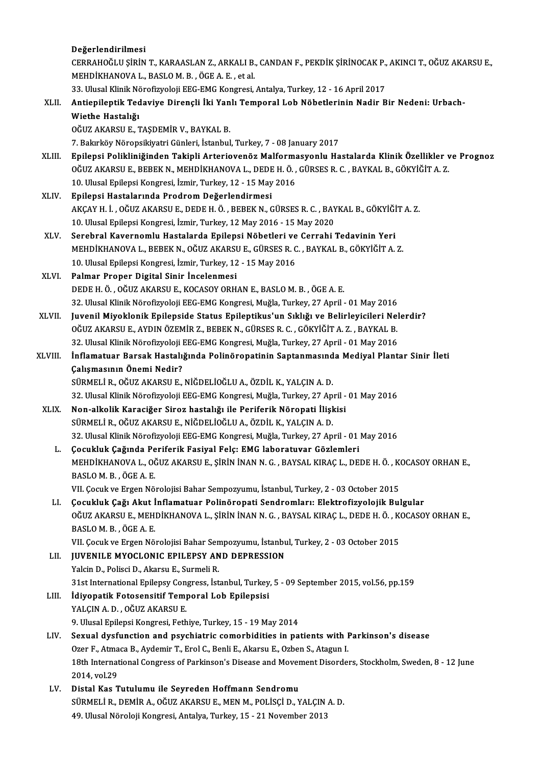Değerlendirilmesi
CERRAHOĞLU ŞİRİN T., KARAASLAN Z., ARKALI B., CANDAN F., PEKDİK ŞİRİNOCAK P., AKINCI T., OĞUZ AKARSU E., MEHDİKHANOVA L., BASLO M. B. , ÖGE A. E. , et al.
33. Ulusal Klinik Nörofizyoloji EEG-EMG Kongresi, Antalya, Turkey, 12 - 16 April 2017

XLII. **Antiepileptik Tedaviye Dirençli İki Yanlı Temporal Lob Nöbetlerinin Nadir Bir Nedeni: Urbach-Wiethe Hastalığı**
OĞUZ AKARSU E., TAŞDEMİR V., BAYKAL B.
7. Bakırköy Nöropsikiyatri Günleri, İstanbul, Turkey, 7 - 08 January 2017

XLIII. **Epilepsi Polikliniğinden Takipli Arteriovenöz Malformasyonlu Hastalarda Klinik Özellikler ve Prognoz**
OĞUZ AKARSU E., BEBEK N., MEHDİKHANOVA L., DEDE H. Ö. , GÜRSES R. C. , BAYKAL B., GÖKYİĞİT A. Z.
10. Ulusal Epilepsi Kongresi, İzmir, Turkey, 12 - 15 May 2016

XLIV. **Epilepsi Hastalarında Prodrom Değerlendirmesi**
AKÇAY H. İ. , OĞUZ AKARSU E., DEDE H. Ö. , BEBEK N., GÜRSES R. C. , BAYKAL B., GÖKYİĞİT A. Z.
10. Ulusal Epilepsi Kongresi, İzmir, Turkey, 12 May 2016 - 15 May 2020

XLV. **Serebral Kavernomlu Hastalarda Epilepsi Nöbetleri ve Cerrahi Tedavinin Yeri**
MEHDİKHANOVA L., BEBEK N., OĞUZ AKARSU E., GÜRSES R. C. , BAYKAL B., GÖKYİĞİT A. Z.
10. Ulusal Epilepsi Kongresi, İzmir, Turkey, 12 - 15 May 2016

XLVI. **Palmar Proper Digital Sinir İncelenmesi**
DEDE H. Ö. , OĞUZ AKARSU E., KOCASOY ORHAN E., BASLO M. B. , ÖGE A. E.
32. Ulusal Klinik Nörofizyoloji EEG-EMG Kongresi, Muğla, Turkey, 27 April - 01 May 2016

XLVII. **Juvenil Miyoklonik Epilepside Status Epileptikus'un Sıklığı ve Belirleyicileri Nelerdir?**
OĞUZ AKARSU E., AYDIN ÖZEMİR Z., BEBEK N., GÜRSES R. C. , GÖKYİĞİT A. Z. , BAYKAL B.
32. Ulusal Klinik Nörofizyoloji EEG-EMG Kongresi, Muğla, Turkey, 27 April - 01 May 2016

XLVIII. **İnflamatuar Barsak Hastalığında Polinöropatinin Saptanmasında Mediyal Plantar Sinir İleti Çalışmasının Önemi Nedir?**
SÜRMELİ R., OĞUZ AKARSU E., NİĞDELİOĞLU A., ÖZDİL K., YALÇIN A. D.
32. Ulusal Klinik Nörofizyoloji EEG-EMG Kongresi, Muğla, Turkey, 27 April - 01 May 2016

XLIX. **Non-alkolik Karaciğer Siroz hastalığı ile Periferik Nöropati İlişkisi**
SÜRMELİ R., OĞUZ AKARSU E., NİĞDELİOĞLU A., ÖZDİL K., YALÇIN A. D.
32. Ulusal Klinik Nörofizyoloji EEG-EMG Kongresi, Muğla, Turkey, 27 April - 01 May 2016

L. **Çocukluk Çağında Periferik Fasiyal Felç: EMG laboratuvar Gözlemleri**
MEHDİKHANOVA L., OĞUZ AKARSU E., ŞİRİN İNAN N. G. , BAYSAL KIRAÇ L., DEDE H. Ö. , KOCASOY ORHAN E., BASLO M. B. , ÖGE A. E.
VII. Çocuk ve Ergen Nörolojisi Bahar Sempozyumu, İstanbul, Turkey, 2 - 03 October 2015

LI. **Çocukluk Çağı Akut İnflamatuar Polinöropati Sendromları: Elektrofizyolojik Bulgular**
OĞUZ AKARSU E., MEHDİKHANOVA L., ŞİRİN İNAN N. G. , BAYSAL KIRAÇ L., DEDE H. Ö. , KOCASOY ORHAN E., BASLO M. B. , ÖGE A. E.
VII. Çocuk ve Ergen Nörolojisi Bahar Sempozyumu, İstanbul, Turkey, 2 - 03 October 2015

LII. **JUVENILE MYOCLONIC EPILEPSY AND DEPRESSION**
Yalcin D., Polisci D., Akarsu E., Surmeli R.
31st International Epilepsy Congress, İstanbul, Turkey, 5 - 09 September 2015, vol.56, pp.159

LIII. **İdiyopatik Fotosensitif Temporal Lob Epilepsisi**
YALÇIN A. D. , OĞUZ AKARSU E.
9. Ulusal Epilepsi Kongresi, Fethiye, Turkey, 15 - 19 May 2014

LIV. **Sexual dysfunction and psychiatric comorbidities in patients with Parkinson's disease**
Ozer F., Atmaca B., Aydemir T., Erol C., Benli E., Akarsu E., Ozben S., Atagun I.
18th International Congress of Parkinson's Disease and Movement Disorders, Stockholm, Sweden, 8 - 12 June 2014, vol.29

LV. **Distal Kas Tutulumu ile Seyreden Hoffmann Sendromu**
SÜRMELİ R., DEMİR A., OĞUZ AKARSU E., MEN M., POLİSÇİ D., YALÇIN A. D.
49. Ulusal Nöroloji Kongresi, Antalya, Turkey, 15 - 21 November 2013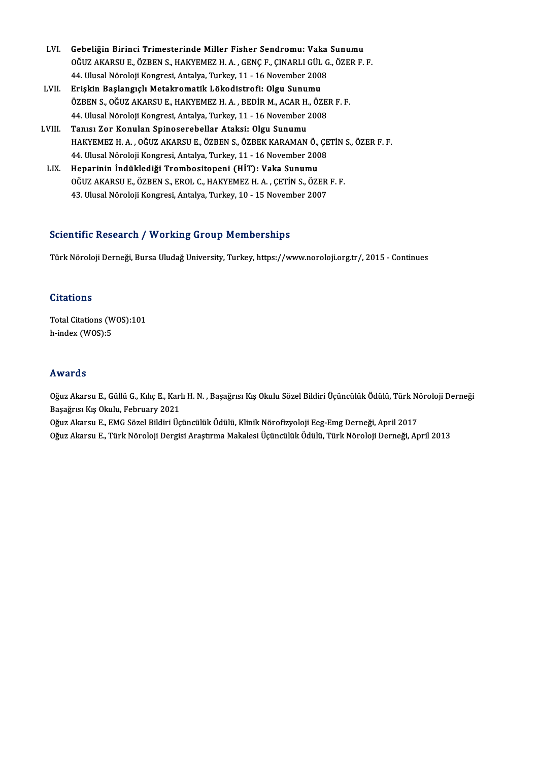LVI. **Gebeliğin Birinci Trimesterinde Miller Fisher Sendromu: Vaka Sunumu**
OĞUZ AKARSU E., ÖZBEN S., HAKYEMEZ H. A. , GENÇ F., ÇINARLI GÜL G., ÖZER F. F.
44. Ulusal Nöroloji Kongresi, Antalya, Turkey, 11 - 16 November 2008

LVII. **Erişkin Başlangıçlı Metakromatik Lökodistrofi: Olgu Sunumu**
ÖZBEN S., OĞUZ AKARSU E., HAKYEMEZ H. A. , BEDİR M., ACAR H., ÖZER F. F.
44. Ulusal Nöroloji Kongresi, Antalya, Turkey, 11 - 16 November 2008

LVIII. **Tanısı Zor Konulan Spinoserebellar Ataksi: Olgu Sunumu**
HAKYEMEZ H. A. , OĞUZ AKARSU E., ÖZBEN S., ÖZBEK KARAMAN Ö., ÇETİN S., ÖZER F. F.
44. Ulusal Nöroloji Kongresi, Antalya, Turkey, 11 - 16 November 2008

LIX. **Heparinin İndüklediği Trombositopeni (HİT): Vaka Sunumu**
OĞUZ AKARSU E., ÖZBEN S., EROL C., HAKYEMEZ H. A. , ÇETİN S., ÖZER F. F.
43. Ulusal Nöroloji Kongresi, Antalya, Turkey, 10 - 15 November 2007

## Scientific Research / Working Group Memberships

Türk Nöroloji Derneği, Bursa Uludağ University, Turkey, https://www.noroloji.org.tr/, 2015 - Continues

## Citations

Total Citations (WOS):101
h-index (WOS):5

## Awards

Oğuz Akarsu E., Güllü G., Kılıç E., Karlı H. N. , Başağrısı Kış Okulu Sözel Bildiri Üçüncülük Ödülü, Türk Nöroloji Derneği Başağrısı Kış Okulu, February 2021

Oğuz Akarsu E., EMG Sözel Bildiri Üçüncülük Ödülü, Klinik Nörofizyoloji Eeg-Emg Derneği, April 2017

Oğuz Akarsu E., Türk Nöroloji Dergisi Araştırma Makalesi Üçüncülük Ödülü, Türk Nöroloji Derneği, April 2013